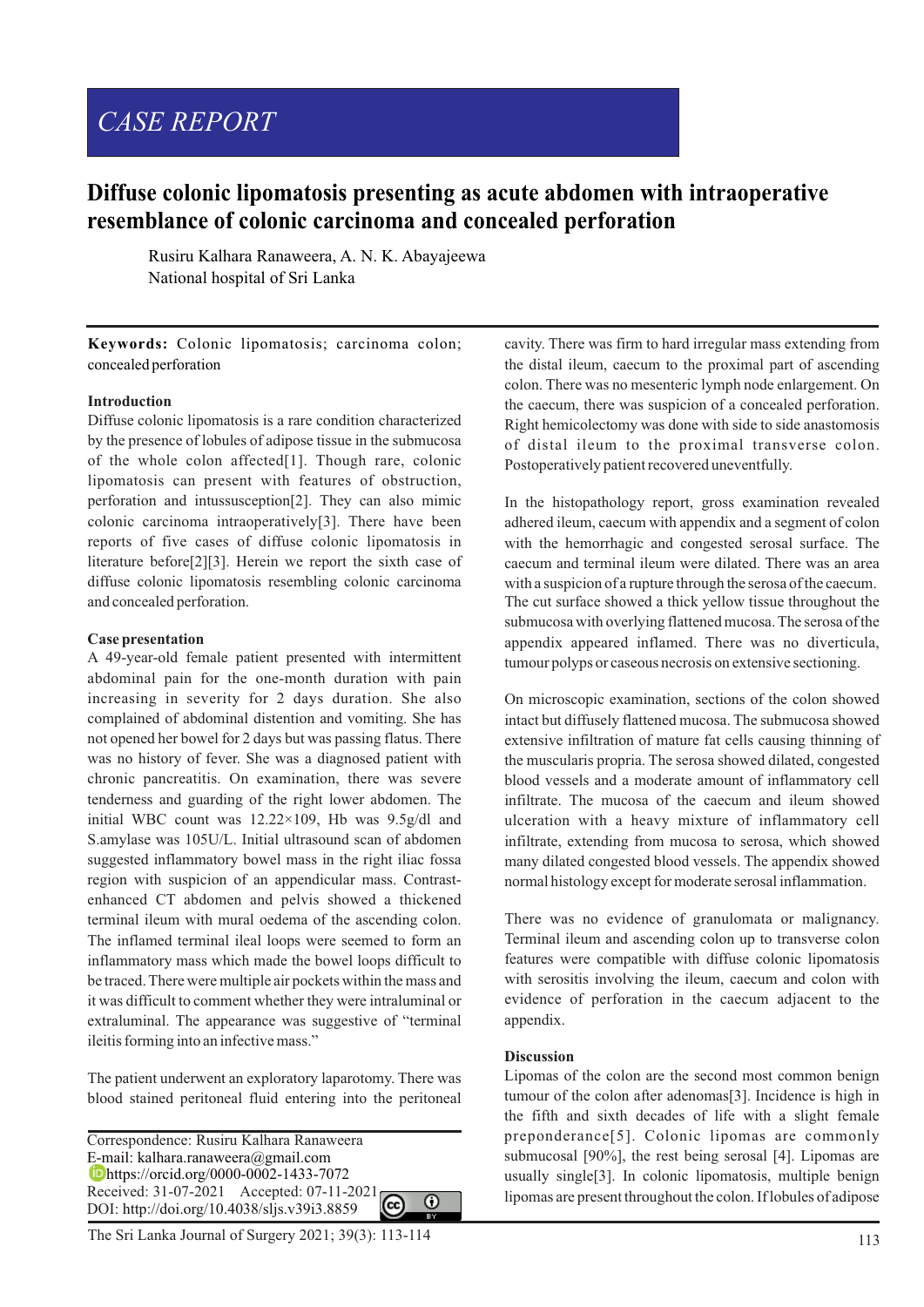CASE REPORT

# Diffuse colonic lipomatosis presenting as acute abdomen with intraoperative resemblance of colonic carcinoma and concealed perforation

Rusiru Kalhara Ranaweera, A. N. K. Abayajeewa
National hospital of Sri Lanka

**Keywords:** Colonic lipomatosis; carcinoma colon; concealed perforation

## Introduction

Diffuse colonic lipomatosis is a rare condition characterized by the presence of lobules of adipose tissue in the submucosa of the whole colon affected[1]. Though rare, colonic lipomatosis can present with features of obstruction, perforation and intussusception[2]. They can also mimic colonic carcinoma intraoperatively[3]. There have been reports of five cases of diffuse colonic lipomatosis in literature before[2][3]. Herein we report the sixth case of diffuse colonic lipomatosis resembling colonic carcinoma and concealed perforation.

## Case presentation

A 49-year-old female patient presented with intermittent abdominal pain for the one-month duration with pain increasing in severity for 2 days duration. She also complained of abdominal distention and vomiting. She has not opened her bowel for 2 days but was passing flatus. There was no history of fever. She was a diagnosed patient with chronic pancreatitis. On examination, there was severe tenderness and guarding of the right lower abdomen. The initial WBC count was $12.22\times109$, Hb was 9.5g/dl and S.amylase was 105U/L. Initial ultrasound scan of abdomen suggested inflammatory bowel mass in the right iliac fossa region with suspicion of an appendicular mass. Contrast-enhanced CT abdomen and pelvis showed a thickened terminal ileum with mural oedema of the ascending colon. The inflamed terminal ileal loops were seemed to form an inflammatory mass which made the bowel loops difficult to be traced. There were multiple air pockets within the mass and it was difficult to comment whether they were intraluminal or extraluminal. The appearance was suggestive of "terminal ileitis forming into an infective mass."

The patient underwent an exploratory laparotomy. There was blood stained peritoneal fluid entering into the peritoneal cavity. There was firm to hard irregular mass extending from the distal ileum, caecum to the proximal part of ascending colon. There was no mesenteric lymph node enlargement. On the caecum, there was suspicion of a concealed perforation. Right hemicolectomy was done with side to side anastomosis of distal ileum to the proximal transverse colon. Postoperatively patient recovered uneventfully.

In the histopathology report, gross examination revealed adhered ileum, caecum with appendix and a segment of colon with the hemorrhagic and congested serosal surface. The caecum and terminal ileum were dilated. There was an area with a suspicion of a rupture through the serosa of the caecum. The cut surface showed a thick yellow tissue throughout the submucosa with overlying flattened mucosa. The serosa of the appendix appeared inflamed. There was no diverticula, tumour polyps or caseous necrosis on extensive sectioning.

On microscopic examination, sections of the colon showed intact but diffusely flattened mucosa. The submucosa showed extensive infiltration of mature fat cells causing thinning of the muscularis propria. The serosa showed dilated, congested blood vessels and a moderate amount of inflammatory cell infiltrate. The mucosa of the caecum and ileum showed ulceration with a heavy mixture of inflammatory cell infiltrate, extending from mucosa to serosa, which showed many dilated congested blood vessels. The appendix showed normal histology except for moderate serosal inflammation.

There was no evidence of granulomata or malignancy. Terminal ileum and ascending colon up to transverse colon features were compatible with diffuse colonic lipomatosis with serositis involving the ileum, caecum and colon with evidence of perforation in the caecum adjacent to the appendix.

## Discussion

Lipomas of the colon are the second most common benign tumour of the colon after adenomas[3]. Incidence is high in the fifth and sixth decades of life with a slight female preponderance[5]. Colonic lipomas are commonly submucosal [90%], the rest being serosal [4]. Lipomas are usually single[3]. In colonic lipomatosis, multiple benign lipomas are present throughout the colon. If lobules of adipose

Correspondence: Rusiru Kalhara Ranaweera
E-mail: kalhara.ranaweera@gmail.com
https://orcid.org/0000-0002-1433-7072
Received: 31-07-2021 Accepted: 07-11-2021
DOI: http://doi.org/10.4038/sljs.v39i3.8859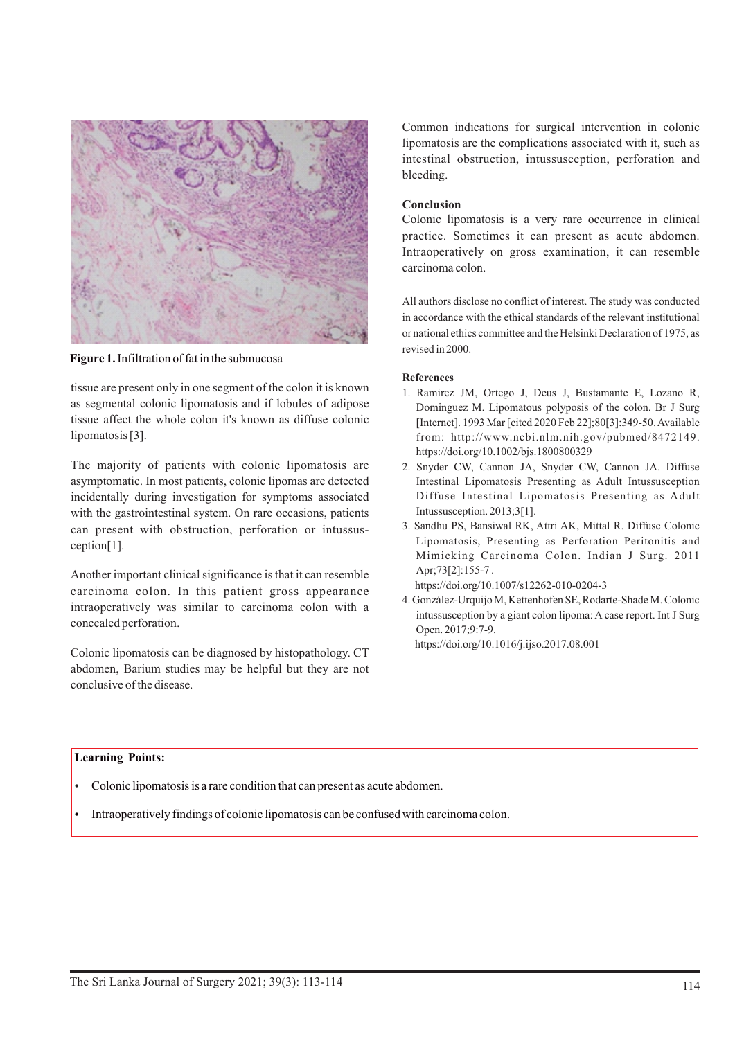**Figure 1.** Infiltration of fat in the submucosa

tissue are present only in one segment of the colon it is known as segmental colonic lipomatosis and if lobules of adipose tissue affect the whole colon it's known as diffuse colonic lipomatosis [3].

The majority of patients with colonic lipomatosis are asymptomatic. In most patients, colonic lipomas are detected incidentally during investigation for symptoms associated with the gastrointestinal system. On rare occasions, patients can present with obstruction, perforation or intussusception[1].

Another important clinical significance is that it can resemble carcinoma colon. In this patient gross appearance intraoperatively was similar to carcinoma colon with a concealed perforation.

Colonic lipomatosis can be diagnosed by histopathology. CT abdomen, Barium studies may be helpful but they are not conclusive of the disease.

Common indications for surgical intervention in colonic lipomatosis are the complications associated with it, such as intestinal obstruction, intussusception, perforation and bleeding.

## Conclusion

Colonic lipomatosis is a very rare occurrence in clinical practice. Sometimes it can present as acute abdomen. Intraoperatively on gross examination, it can resemble carcinoma colon.

All authors disclose no conflict of interest. The study was conducted in accordance with the ethical standards of the relevant institutional or national ethics committee and the Helsinki Declaration of 1975, as revised in 2000.

## References

1. Ramirez JM, Ortego J, Deus J, Bustamante E, Lozano R, Dominguez M. Lipomatous polyposis of the colon. Br J Surg [Internet]. 1993 Mar [cited 2020 Feb 22];80[3]:349-50. Available from: http://www.ncbi.nlm.nih.gov/pubmed/8472149. https://doi.org/10.1002/bjs.1800800329
2. Snyder CW, Cannon JA, Snyder CW, Cannon JA. Diffuse Intestinal Lipomatosis Presenting as Adult Intussusception Diffuse Intestinal Lipomatosis Presenting as Adult Intussusception. 2013;3[1].
3. Sandhu PS, Bansiwal RK, Attri AK, Mittal R. Diffuse Colonic Lipomatosis, Presenting as Perforation Peritonitis and Mimicking Carcinoma Colon. Indian J Surg. 2011 Apr;73[2]:155-7 . https://doi.org/10.1007/s12262-010-0204-3
4. González-Urquijo M, Kettenhofen SE, Rodarte-Shade M. Colonic intussusception by a giant colon lipoma: A case report. Int J Surg Open. 2017;9:7-9. https://doi.org/10.1016/j.ijso.2017.08.001

**Learning Points:**

- Colonic lipomatosis is a rare condition that can present as acute abdomen.
- Intraoperatively findings of colonic lipomatosis can be confused with carcinoma colon.